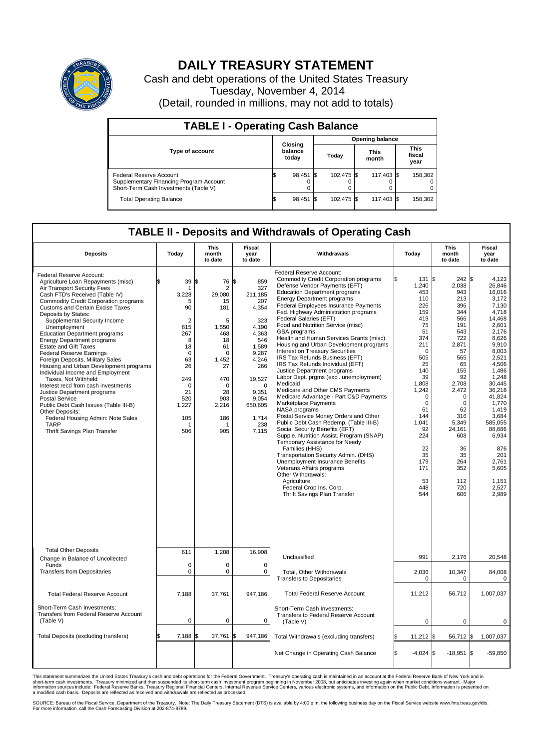# DAILY TREASURY STATEMENT

Cash and debt operations of the United States Treasury
Tuesday, November 4, 2014
(Detail, rounded in millions, may not add to totals)

## TABLE I - Operating Cash Balance

| Type of account | Closing balance today | Opening balance Today | Opening balance This month | Opening balance This fiscal year |
|---|---|---|---|---|
| Federal Reserve Account | $ 98,451 | $ 102,475 | $ 117,403 | $ 158,302 |
| Supplementary Financing Program Account | 0 | 0 | 0 | 0 |
| Short-Term Cash Investments (Table V) | 0 | 0 | 0 | 0 |
| Total Operating Balance | $ 98,451 | $ 102,475 | $ 117,403 | $ 158,302 |

## TABLE II - Deposits and Withdrawals of Operating Cash

| Deposits | Today | This month to date | Fiscal year to date |
|---|---|---|---|
| Federal Reserve Account: | | | |
| Agriculture Loan Repayments (misc) | $ 39 | $ 76 | $ 859 |
| Air Transport Security Fees | 1 | 2 | 327 |
| Cash FTD's Received (Table IV) | 3,228 | 29,080 | 211,185 |
| Commodity Credit Corporation programs | 5 | 15 | 207 |
| Customs and Certain Excise Taxes | 90 | 181 | 4,354 |
| Deposits by States: | | | |
| Supplemental Security Income | 2 | 5 | 323 |
| Unemployment | 815 | 1,550 | 4,190 |
| Education Department programs | 267 | 468 | 4,363 |
| Energy Department programs | 8 | 18 | 546 |
| Estate and Gift Taxes | 18 | 61 | 1,589 |
| Federal Reserve Earnings | 0 | 0 | 9,287 |
| Foreign Deposits, Military Sales | 63 | 1,452 | 4,246 |
| Housing and Urban Development programs | 26 | 27 | 266 |
| Individual Income and Employment Taxes, Not Withheld | 249 | 470 | 19,527 |
| Interest recd from cash investments | 0 | 0 | 0 |
| Justice Department programs | 21 | 28 | 9,351 |
| Postal Service | 520 | 903 | 9,054 |
| Public Debt Cash Issues (Table III-B) | 1,227 | 2,216 | 650,605 |
| Other Deposits: | | | |
| Federal Housing Admin: Note Sales | 105 | 186 | 1,714 |
| TARP | 1 | 1 | 238 |
| Thrift Savings Plan Transfer | 506 | 905 | 7,115 |
| Total Other Deposits | 611 | 1,208 | 16,908 |
| Change in Balance of Uncollected Funds | 0 | 0 | 0 |
| Transfers from Depositaries | 0 | 0 | 0 |
| Total Federal Reserve Account | 7,188 | 37,761 | 947,186 |
| Short-Term Cash Investments: Transfers from Federal Reserve Account (Table V) | 0 | 0 | 0 |
| Total Deposits (excluding transfers) | $ 7,188 | $ 37,761 | $ 947,186 |

| Withdrawals | Today | This month to date | Fiscal year to date |
|---|---|---|---|
| Federal Reserve Account: | | | |
| Commodity Credit Corporation programs | $ 131 | $ 242 | $ 4,123 |
| Defense Vendor Payments (EFT) | 1,240 | 2,038 | 26,846 |
| Education Department programs | 453 | 943 | 16,016 |
| Energy Department programs | 110 | 213 | 3,172 |
| Federal Employees Insurance Payments | 226 | 396 | 7,130 |
| Fed. Highway Administration programs | 159 | 344 | 4,718 |
| Federal Salaries (EFT) | 419 | 566 | 14,468 |
| Food and Nutrition Service (misc) | 75 | 191 | 2,601 |
| GSA programs | 51 | 543 | 2,176 |
| Health and Human Services Grants (misc) | 374 | 722 | 8,626 |
| Housing and Urban Development programs | 211 | 2,871 | 9,910 |
| Interest on Treasury Securities | 0 | 57 | 8,003 |
| IRS Tax Refunds Business (EFT) | 505 | 565 | 2,521 |
| IRS Tax Refunds Individual (EFT) | 25 | 65 | 4,506 |
| Justice Department programs | 140 | 155 | 1,486 |
| Labor Dept. prgms (excl. unemployment) | 39 | 92 | 1,248 |
| Medicaid | 1,808 | 2,708 | 30,445 |
| Medicare and Other CMS Payments | 1,242 | 2,472 | 36,218 |
| Medicare Advantage - Part C&D Payments | 0 | 0 | 41,824 |
| Marketplace Payments | 0 | 0 | 1,770 |
| NASA programs | 61 | 62 | 1,419 |
| Postal Service Money Orders and Other | 144 | 316 | 3,684 |
| Public Debt Cash Redemp. (Table III-B) | 1,041 | 5,349 | 585,055 |
| Social Security Benefits (EFT) | 92 | 24,161 | 88,686 |
| Supple. Nutrition Assist. Program (SNAP) | 224 | 608 | 6,934 |
| Temporary Assistance for Needy Families (HHS) | 22 | 36 | 876 |
| Transportation Security Admin. (DHS) | 35 | 35 | 201 |
| Unemployment Insurance Benefits | 179 | 264 | 2,761 |
| Veterans Affairs programs | 171 | 352 | 5,605 |
| Other Withdrawals: | | | |
| Agriculture | 53 | 112 | 1,151 |
| Federal Crop Ins. Corp. | 448 | 720 | 2,527 |
| Thrift Savings Plan Transfer | 544 | 606 | 2,989 |
| Unclassified | 991 | 2,176 | 20,548 |
| Total, Other Withdrawals | 2,036 | 10,347 | 84,008 |
| Transfers to Depositaries | 0 | 0 | 0 |
| Total Federal Reserve Account | 11,212 | 56,712 | 1,007,037 |
| Short-Term Cash Investments: Transfers to Federal Reserve Account (Table V) | 0 | 0 | 0 |
| Total Withdrawals (excluding transfers) | $ 11,212 | $ 56,712 | $ 1,007,037 |
| Net Change in Operating Cash Balance | $ -4,024 | $ -18,951 | $ -59,850 |

This statement summarizes the United States Treasury's cash and debt operations for the Federal Government. Treasury's operating cash is maintained in an account at the Federal Reserve Bank of New York and in short-term cash investments. Treasury minimized and then suspended its short-term cash investment program beginning in November 2008, but anticipates investing again when market conditions warrant. Major information sources include: Federal Reserve Banks, Treasury Regional Financial Centers, Internal Revenue Service Centers, various electronic systems, and information on the Public Debt. Information is presented on a modified cash basis. Deposits are reflected as received and withdrawals are reflected as processed.

SOURCE: Bureau of the Fiscal Service, Department of the Treasury. Note: The Daily Treasury Statement (DTS) is available by 4:00 p.m. the following business day on the Fiscal Service website www.fms.treas.gov/dts. For more information, call the Cash Forecasting Division at 202-874-9789.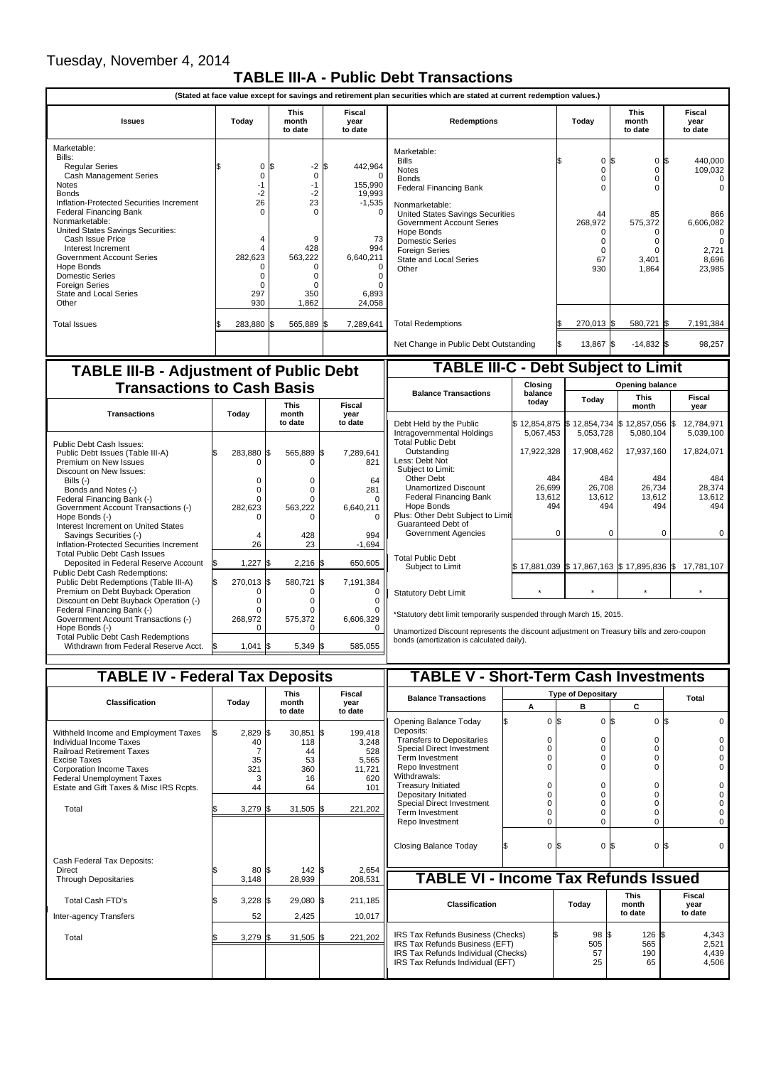Tuesday, November 4, 2014

# TABLE III-A - Public Debt Transactions

(Stated at face value except for savings and retirement plan securities which are stated at current redemption values.)

| Issues | Today | This month to date | Fiscal year to date |
|---|---|---|---|
| Marketable: | | | |
| Bills: | | | |
| Regular Series | $ 0 | $ -2 | $ 442,964 |
| Cash Management Series | 0 | 0 | 0 |
| Notes | -1 | -1 | 155,990 |
| Bonds | -2 | -2 | 19,993 |
| Inflation-Protected Securities Increment | 26 | 23 | -1,535 |
| Federal Financing Bank | 0 | 0 | 0 |
| Nonmarketable: | | | |
| United States Savings Securities: | | | |
| Cash Issue Price | 4 | 9 | 73 |
| Interest Increment | 4 | 428 | 994 |
| Government Account Series | 282,623 | 563,222 | 6,640,211 |
| Hope Bonds | 0 | 0 | 0 |
| Domestic Series | 0 | 0 | 0 |
| Foreign Series | 0 | 0 | 0 |
| State and Local Series | 297 | 350 | 6,893 |
| Other | 930 | 1,862 | 24,058 |
| Total Issues | $ 283,880 | $ 565,889 | $ 7,289,641 |

| Redemptions | Today | This month to date | Fiscal year to date |
|---|---|---|---|
| Marketable: | | | |
| Bills | $ 0 | $ 0 | $ 440,000 |
| Notes | 0 | 0 | 109,032 |
| Bonds | 0 | 0 | 0 |
| Federal Financing Bank | 0 | 0 | 0 |
| Nonmarketable: | | | |
| United States Savings Securities | 44 | 85 | 866 |
| Government Account Series | 268,972 | 575,372 | 6,606,082 |
| Hope Bonds | 0 | 0 | 0 |
| Domestic Series | 0 | 0 | 0 |
| Foreign Series | 0 | 0 | 2,721 |
| State and Local Series | 67 | 3,401 | 8,696 |
| Other | 930 | 1,864 | 23,985 |
| Total Redemptions | $ 270,013 | $ 580,721 | $ 7,191,384 |
| Net Change in Public Debt Outstanding | $ 13,867 | $ -14,832 | $ 98,257 |

# TABLE III-B - Adjustment of Public Debt Transactions to Cash Basis

| Transactions | Today | This month to date | Fiscal year to date |
|---|---|---|---|
| Public Debt Cash Issues: | | | |
| Public Debt Issues (Table III-A) | $ 283,880 | $ 565,889 | $ 7,289,641 |
| Premium on New Issues | 0 | 0 | 821 |
| Discount on New Issues: | | | |
| Bills (-) | 0 | 0 | 64 |
| Bonds and Notes (-) | 0 | 0 | 281 |
| Federal Financing Bank (-) | 0 | 0 | 0 |
| Government Account Transactions (-) | 282,623 | 563,222 | 6,640,211 |
| Hope Bonds (-) | 0 | 0 | 0 |
| Interest Increment on United States Savings Securities (-) | 4 | 428 | 994 |
| Inflation-Protected Securities Increment | 26 | 23 | -1,694 |
| Total Public Debt Cash Issues Deposited in Federal Reserve Account | $ 1,227 | $ 2,216 | $ 650,605 |
| Public Debt Cash Redemptions: | | | |
| Public Debt Redemptions (Table III-A) | $ 270,013 | $ 580,721 | $ 7,191,384 |
| Premium on Debt Buyback Operation | 0 | 0 | 0 |
| Discount on Debt Buyback Operation (-) | 0 | 0 | 0 |
| Federal Financing Bank (-) | 0 | 0 | 0 |
| Government Account Transactions (-) | 268,972 | 575,372 | 6,606,329 |
| Hope Bonds (-) | 0 | 0 | 0 |
| Total Public Debt Cash Redemptions Withdrawn from Federal Reserve Acct. | $ 1,041 | $ 5,349 | $ 585,055 |

# TABLE III-C - Debt Subject to Limit

| Balance Transactions | Closing balance today | Opening balance Today | Opening balance This month | Opening balance Fiscal year |
|---|---|---|---|---|
| Debt Held by the Public | $ 12,854,875 | $ 12,854,734 | $ 12,857,056 | $ 12,784,971 |
| Intragovernmental Holdings | 5,067,453 | 5,053,728 | 5,080,104 | 5,039,100 |
| Total Public Debt Outstanding | 17,922,328 | 17,908,462 | 17,937,160 | 17,824,071 |
| Less: Debt Not Subject to Limit: | | | | |
| Other Debt | 484 | 484 | 484 | 484 |
| Unamortized Discount | 26,699 | 26,708 | 26,734 | 28,374 |
| Federal Financing Bank | 13,612 | 13,612 | 13,612 | 13,612 |
| Hope Bonds | 494 | 494 | 494 | 494 |
| Plus: Other Debt Subject to Limit | | | | |
| Guaranteed Debt of Government Agencies | 0 | 0 | 0 | 0 |
| Total Public Debt Subject to Limit | $ 17,881,039 | $ 17,867,163 | $ 17,895,836 | $ 17,781,107 |
| Statutory Debt Limit | * | * | * | * |

*Statutory debt limit temporarily suspended through March 15, 2015.

Unamortized Discount represents the discount adjustment on Treasury bills and zero-coupon bonds (amortization is calculated daily).

# TABLE IV - Federal Tax Deposits

| Classification | Today | This month to date | Fiscal year to date |
|---|---|---|---|
| Withheld Income and Employment Taxes | $ 2,829 | $ 30,851 | $ 199,418 |
| Individual Income Taxes | 40 | 118 | 3,248 |
| Railroad Retirement Taxes | 7 | 44 | 528 |
| Excise Taxes | 35 | 53 | 5,565 |
| Corporation Income Taxes | 321 | 360 | 11,721 |
| Federal Unemployment Taxes | 3 | 16 | 620 |
| Estate and Gift Taxes & Misc IRS Rcpts. | 44 | 64 | 101 |
| Total | $ 3,279 | $ 31,505 | $ 221,202 |
| Cash Federal Tax Deposits: | | | |
| Direct | $ 80 | $ 142 | $ 2,654 |
| Through Depositaries | 3,148 | 28,939 | 208,531 |
| Total Cash FTD's | $ 3,228 | $ 29,080 | $ 211,185 |
| Inter-agency Transfers | 52 | 2,425 | 10,017 |
| Total | $ 3,279 | $ 31,505 | $ 221,202 |

# TABLE V - Short-Term Cash Investments

| Balance Transactions | Type of Depositary A | Type of Depositary B | Type of Depositary C | Total |
|---|---|---|---|---|
| Opening Balance Today | $ 0 | $ 0 | $ 0 | $ 0 |
| Deposits: | | | | |
| Transfers to Depositaries | 0 | 0 | 0 | 0 |
| Special Direct Investment | 0 | 0 | 0 | 0 |
| Term Investment | 0 | 0 | 0 | 0 |
| Repo Investment | 0 | 0 | 0 | 0 |
| Withdrawals: | | | | |
| Treasury Initiated | 0 | 0 | 0 | 0 |
| Depositary Initiated | 0 | 0 | 0 | 0 |
| Special Direct Investment | 0 | 0 | 0 | 0 |
| Term Investment | 0 | 0 | 0 | 0 |
| Repo Investment | 0 | 0 | 0 | 0 |
| Closing Balance Today | $ 0 | $ 0 | $ 0 | $ 0 |

# TABLE VI - Income Tax Refunds Issued

| Classification | Today | This month to date | Fiscal year to date |
|---|---|---|---|
| IRS Tax Refunds Business (Checks) | $ 98 | $ 126 | $ 4,343 |
| IRS Tax Refunds Business (EFT) | 505 | 565 | 2,521 |
| IRS Tax Refunds Individual (Checks) | 57 | 190 | 4,439 |
| IRS Tax Refunds Individual (EFT) | 25 | 65 | 4,506 |